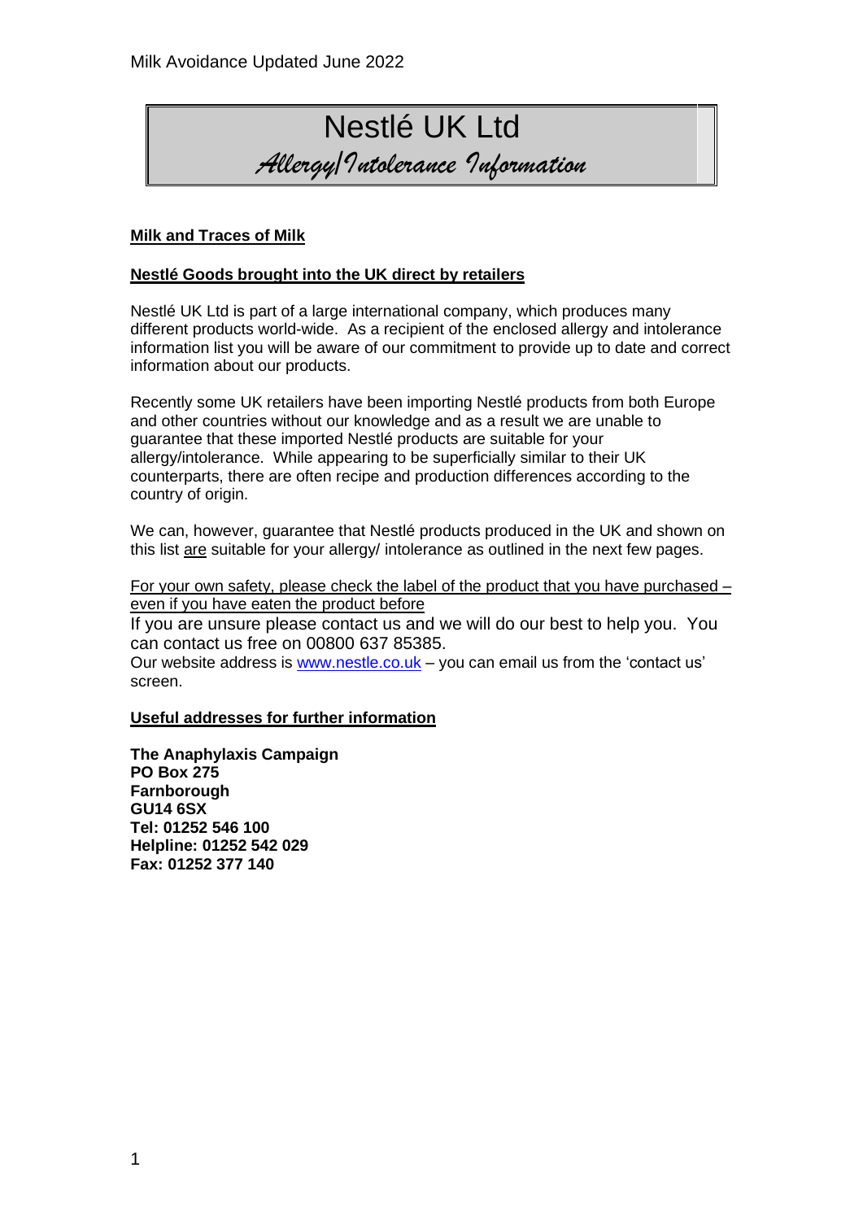Milk Avoidance Updated June 2022

# Nestlé UK Ltd

## *Allergy/Intolerance Information*

**Milk and Traces of Milk**

**Nestlé Goods brought into the UK direct by retailers**

Nestlé UK Ltd is part of a large international company, which produces many different products world-wide. As a recipient of the enclosed allergy and intolerance information list you will be aware of our commitment to provide up to date and correct information about our products.

Recently some UK retailers have been importing Nestlé products from both Europe and other countries without our knowledge and as a result we are unable to guarantee that these imported Nestlé products are suitable for your allergy/intolerance. While appearing to be superficially similar to their UK counterparts, there are often recipe and production differences according to the country of origin.

We can, however, guarantee that Nestlé products produced in the UK and shown on this list are suitable for your allergy/ intolerance as outlined in the next few pages.

For your own safety, please check the label of the product that you have purchased – even if you have eaten the product before

If you are unsure please contact us and we will do our best to help you. You can contact us free on 00800 637 85385.

Our website address is www.nestle.co.uk – you can email us from the 'contact us' screen.

**Useful addresses for further information**

**The Anaphylaxis Campaign**
**PO Box 275**
**Farnborough**
**GU14 6SX**
**Tel: 01252 546 100**
**Helpline: 01252 542 029**
**Fax: 01252 377 140**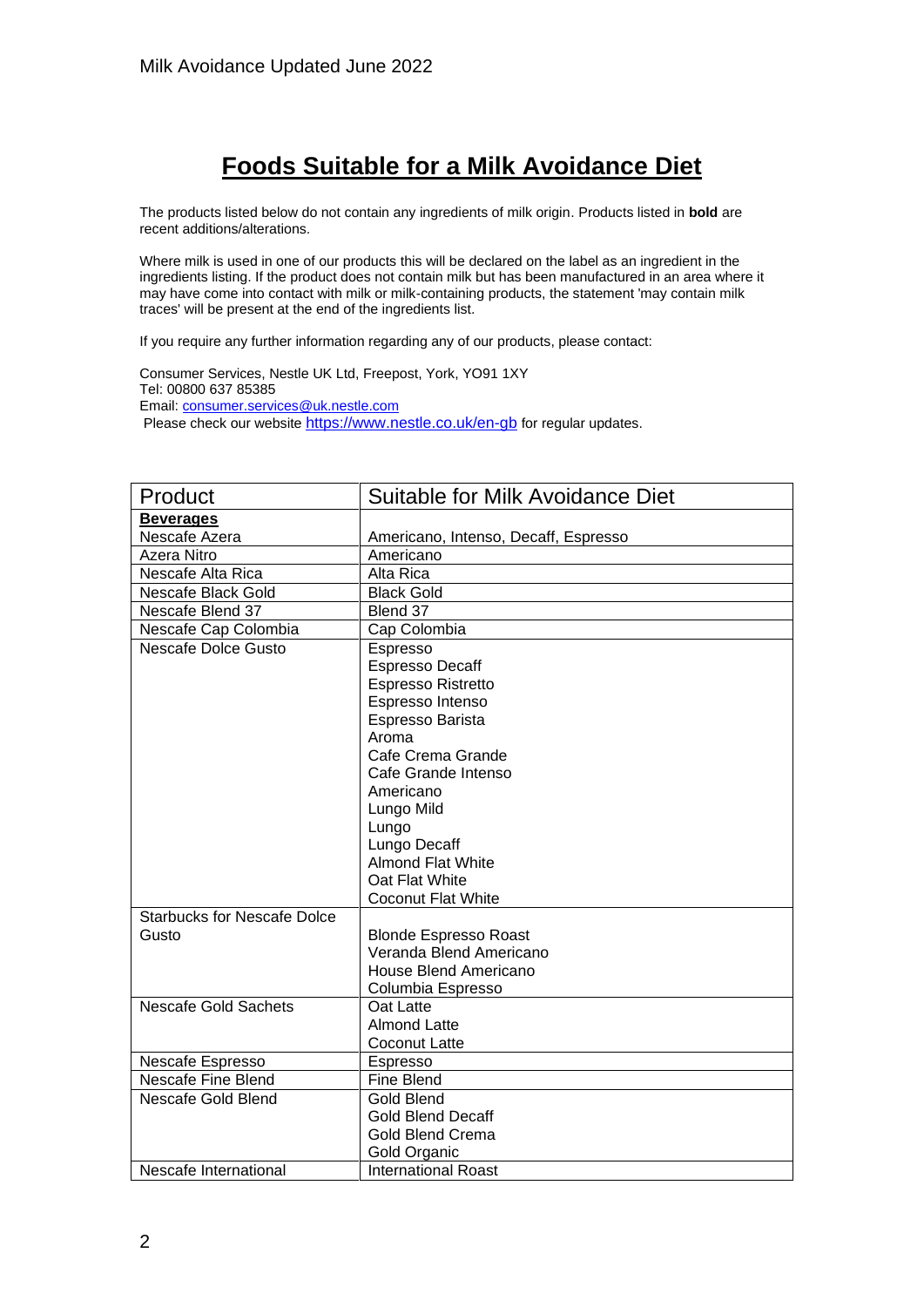# Foods Suitable for a Milk Avoidance Diet

The products listed below do not contain any ingredients of milk origin. Products listed in **bold** are recent additions/alterations.

Where milk is used in one of our products this will be declared on the label as an ingredient in the ingredients listing. If the product does not contain milk but has been manufactured in an area where it may have come into contact with milk or milk-containing products, the statement 'may contain milk traces' will be present at the end of the ingredients list.

If you require any further information regarding any of our products, please contact:

Consumer Services, Nestle UK Ltd, Freepost, York, YO91 1XY
Tel: 00800 637 85385
Email: consumer.services@uk.nestle.com
Please check our website https://www.nestle.co.uk/en-gb for regular updates.

| Product | Suitable for Milk Avoidance Diet |
|---|---|
| **Beverages** | |
| Nescafe Azera | Americano, Intenso, Decaff, Espresso |
| Azera Nitro | Americano |
| Nescafe Alta Rica | Alta Rica |
| Nescafe Black Gold | Black Gold |
| Nescafe Blend 37 | Blend 37 |
| Nescafe Cap Colombia | Cap Colombia |
| Nescafe Dolce Gusto | Espresso<br>Espresso Decaff<br>Espresso Ristretto<br>Espresso Intenso<br>Espresso Barista<br>Aroma<br>Cafe Crema Grande<br>Cafe Grande Intenso<br>Americano<br>Lungo Mild<br>Lungo<br>Lungo Decaff<br>Almond Flat White<br>Oat Flat White<br>Coconut Flat White |
| Starbucks for Nescafe Dolce Gusto | Blonde Espresso Roast<br>Veranda Blend Americano<br>House Blend Americano<br>Columbia Espresso |
| Nescafe Gold Sachets | Oat Latte<br>Almond Latte<br>Coconut Latte |
| Nescafe Espresso | Espresso |
| Nescafe Fine Blend | Fine Blend |
| Nescafe Gold Blend | Gold Blend<br>Gold Blend Decaff<br>Gold Blend Crema<br>Gold Organic |
| Nescafe International | International Roast |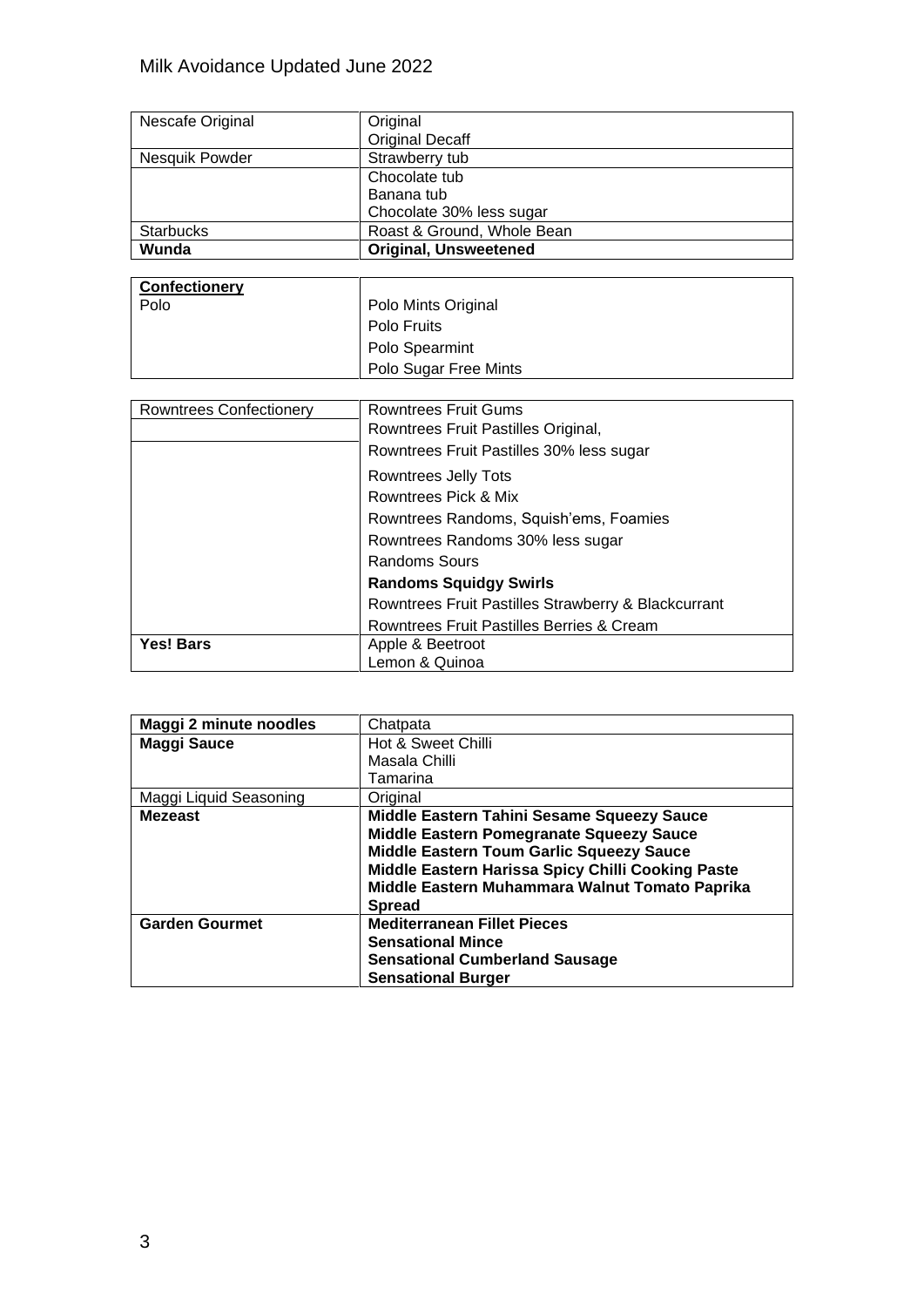| | |
|---|---|
| Nescafe Original | Original<br>Original Decaff |
| Nesquik Powder | Strawberry tub |
| | Chocolate tub<br>Banana tub<br>Chocolate 30% less sugar |
| Starbucks | Roast & Ground, Whole Bean |
| **Wunda** | **Original, Unsweetened** |

| **Confectionery** | |
|---|---|
| Polo | Polo Mints Original<br>Polo Fruits<br>Polo Spearmint<br>Polo Sugar Free Mints |

| | |
|---|---|
| Rowntrees Confectionery | Rowntrees Fruit Gums |
| | Rowntrees Fruit Pastilles Original, |
| | Rowntrees Fruit Pastilles 30% less sugar<br>Rowntrees Jelly Tots<br>Rowntrees Pick & Mix<br>Rowntrees Randoms, Squish'ems, Foamies<br>Rowntrees Randoms 30% less sugar<br>Randoms Sours<br>**Randoms Squidgy Swirls**<br>Rowntrees Fruit Pastilles Strawberry & Blackcurrant<br>Rowntrees Fruit Pastilles Berries & Cream |
| **Yes! Bars** | Apple & Beetroot<br>Lemon & Quinoa |

| | |
|---|---|
| **Maggi 2 minute noodles** | Chatpata |
| **Maggi Sauce** | Hot & Sweet Chilli<br>Masala Chilli<br>Tamarina |
| Maggi Liquid Seasoning | Original |
| **Mezeast** | **Middle Eastern Tahini Sesame Squeezy Sauce**<br>**Middle Eastern Pomegranate Squeezy Sauce**<br>**Middle Eastern Toum Garlic Squeezy Sauce**<br>**Middle Eastern Harissa Spicy Chilli Cooking Paste**<br>**Middle Eastern Muhammara Walnut Tomato Paprika Spread** |
| **Garden Gourmet** | **Mediterranean Fillet Pieces**<br>**Sensational Mince**<br>**Sensational Cumberland Sausage**<br>**Sensational Burger** |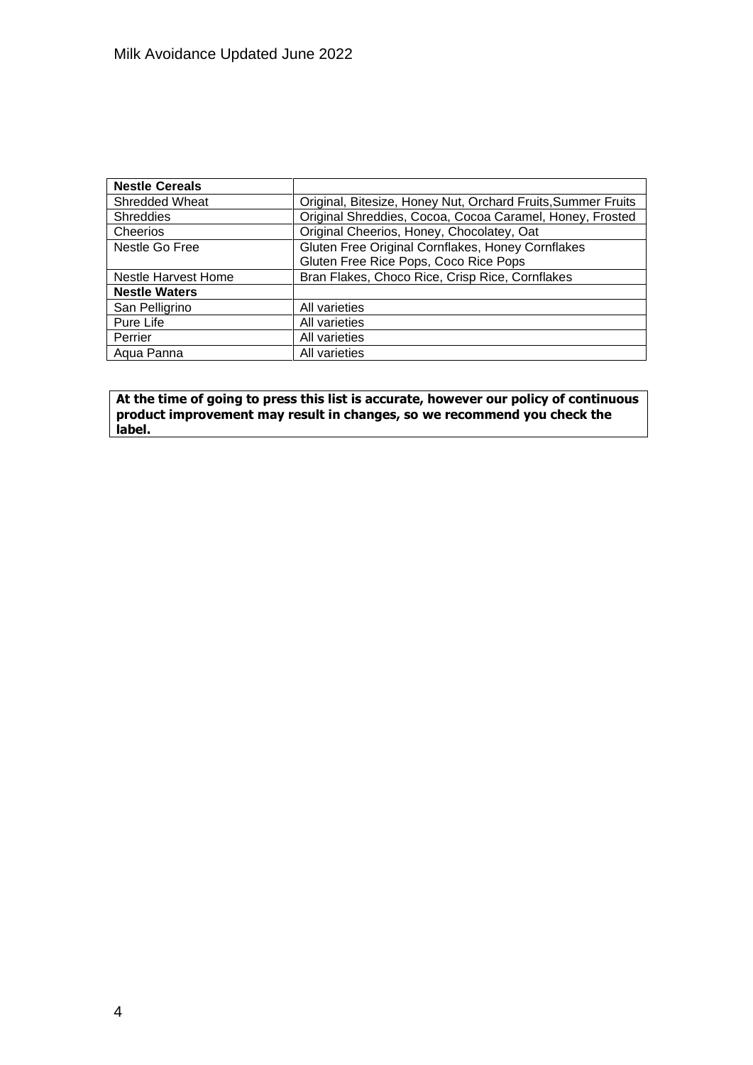| | |
|---|---|
| **Nestle Cereals** | |
| Shredded Wheat | Original, Bitesize, Honey Nut, Orchard Fruits,Summer Fruits |
| Shreddies | Original Shreddies, Cocoa, Cocoa Caramel, Honey, Frosted |
| Cheerios | Original Cheerios, Honey, Chocolatey, Oat |
| Nestle Go Free | Gluten Free Original Cornflakes, Honey Cornflakes<br>Gluten Free Rice Pops, Coco Rice Pops |
| Nestle Harvest Home | Bran Flakes, Choco Rice, Crisp Rice, Cornflakes |
| **Nestle Waters** | |
| San Pelligrino | All varieties |
| Pure Life | All varieties |
| Perrier | All varieties |
| Aqua Panna | All varieties |

**At the time of going to press this list is accurate, however our policy of continuous product improvement may result in changes, so we recommend you check the label.**